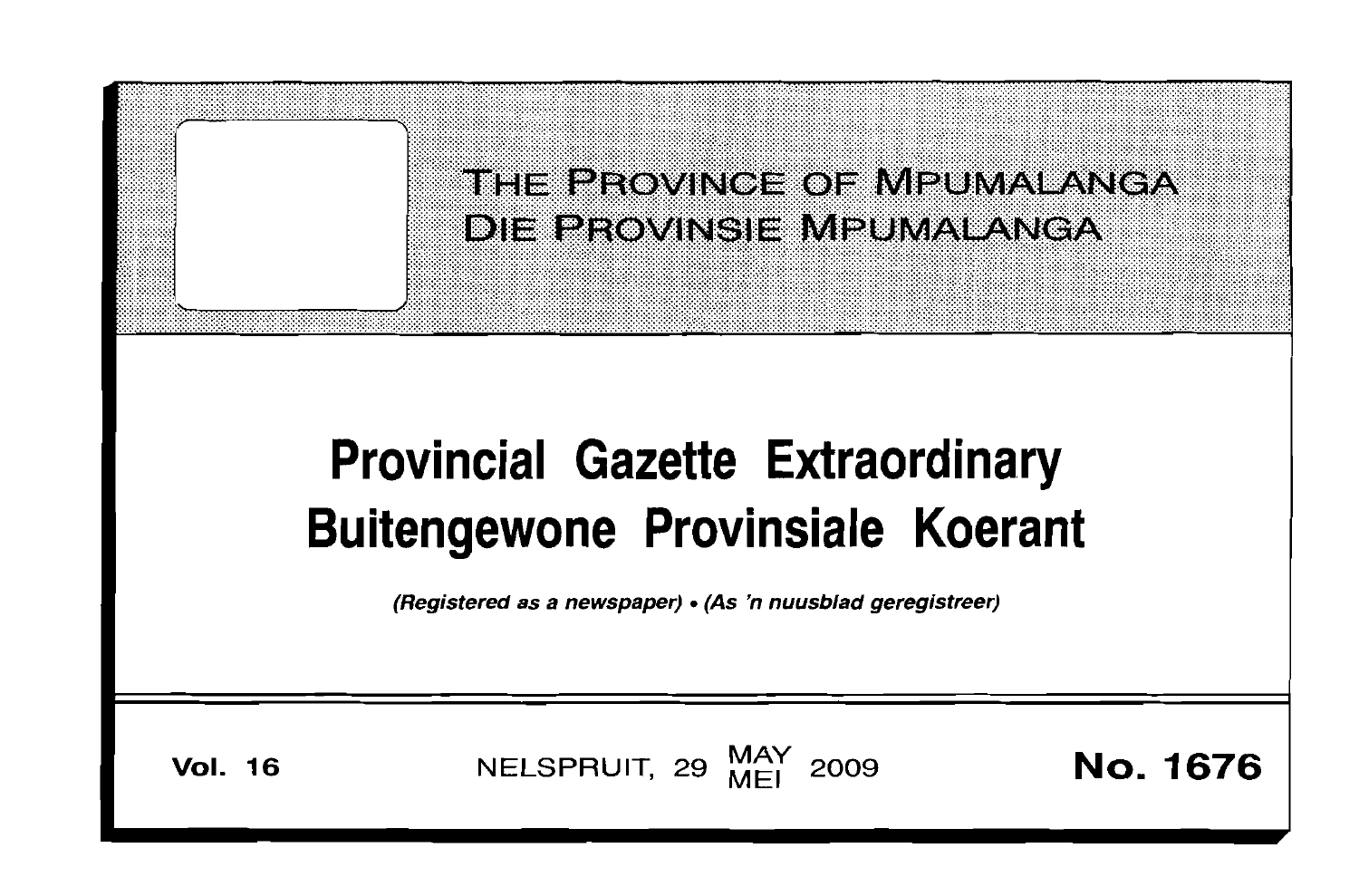# THE PROVINCE OF MPUMALANGA
# DIE PROVINSIE MPUMALANGA

# Provincial Gazette Extraordinary
# Buitengewone Provinsiale Koerant

*(Registered as a newspaper) • (As 'n nuusblad geregistreer)*

**Vol. 16** NELSPRUIT, 29 MAY / MEI 2009 **No. 1676**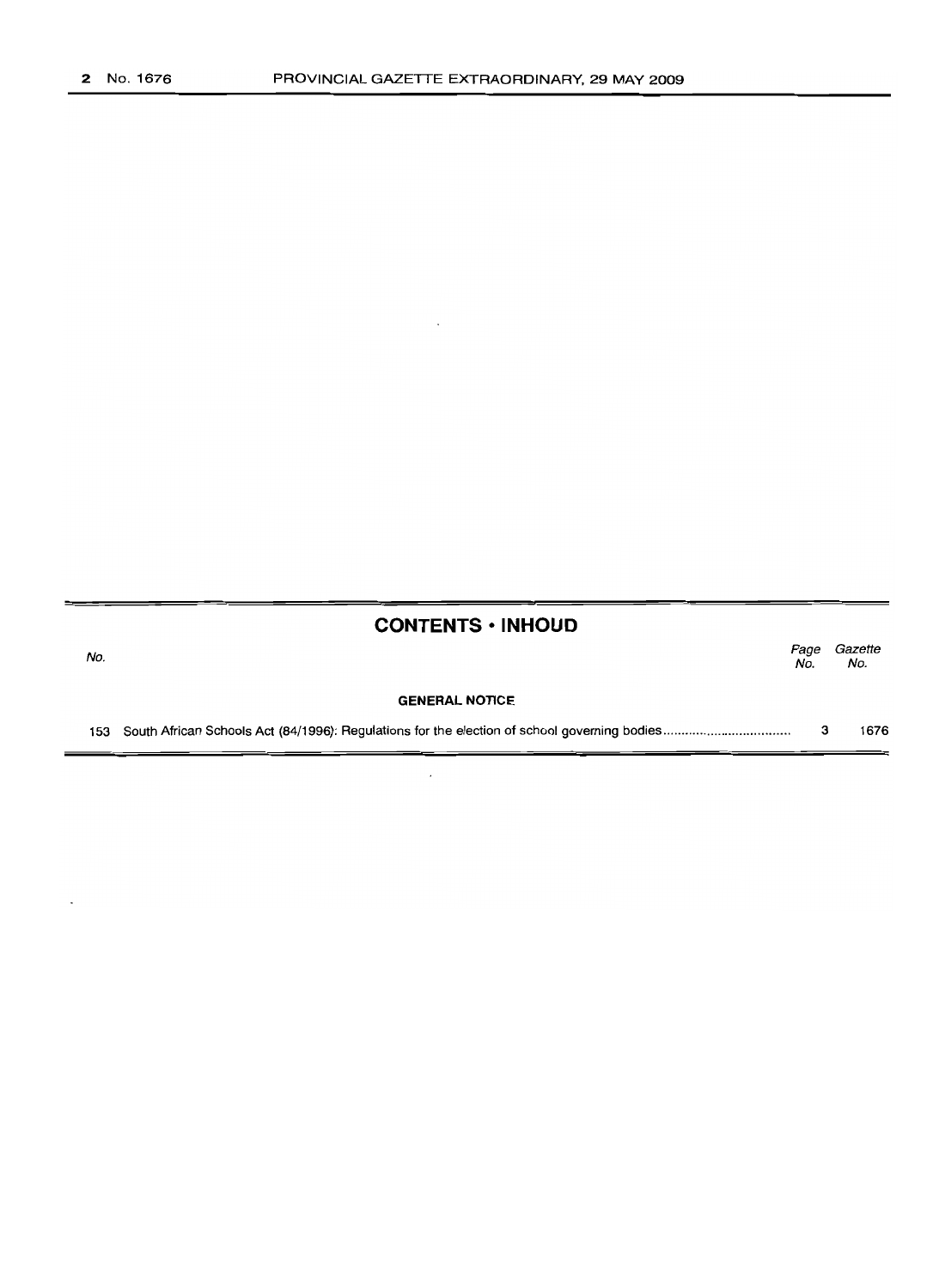## CONTENTS • INHOUD

| No. | | Page No. | Gazette No. |
|---|---|---|---|
| | **GENERAL NOTICE** | | |
| 153 | South African Schools Act (84/1996): Regulations for the election of school governing bodies | 3 | 1676 |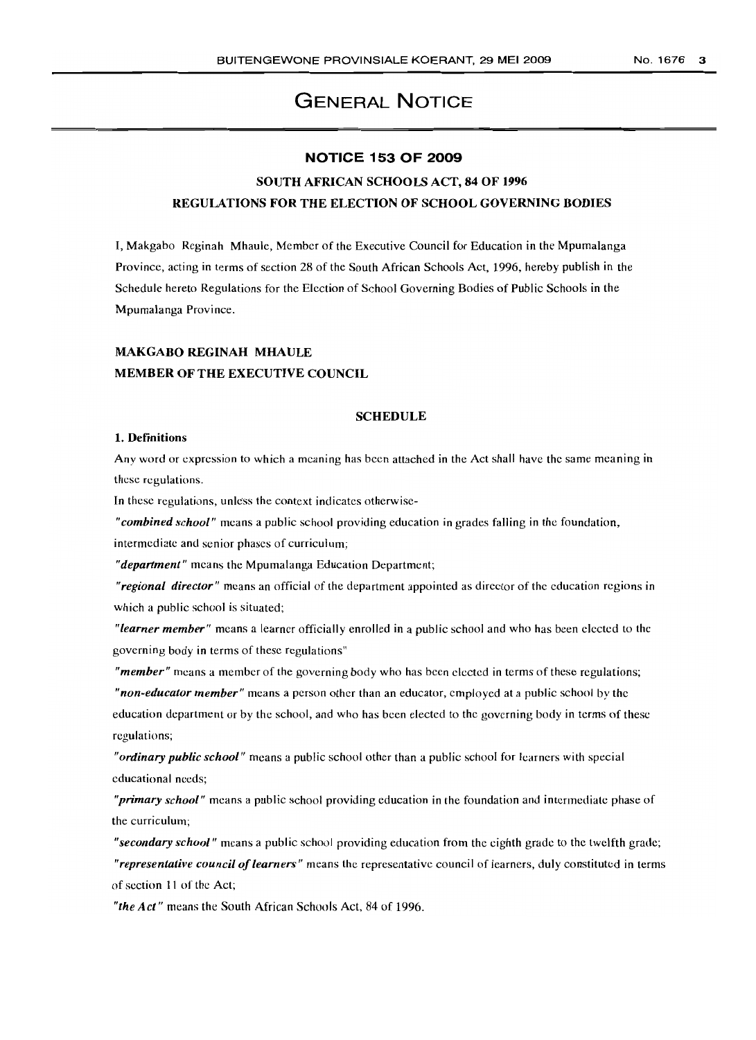# GENERAL NOTICE

## NOTICE 153 OF 2009

### SOUTH AFRICAN SCHOOLS ACT, 84 OF 1996

### REGULATIONS FOR THE ELECTION OF SCHOOL GOVERNING BODIES

I, Makgabo Reginah Mhaule, Member of the Executive Council for Education in the Mpumalanga Province, acting in terms of section 28 of the South African Schools Act, 1996, hereby publish in the Schedule hereto Regulations for the Election of School Governing Bodies of Public Schools in the Mpumalanga Province.

**MAKGABO REGINAH MHAULE**
**MEMBER OF THE EXECUTIVE COUNCIL**

### SCHEDULE

**1. Definitions**

Any word or expression to which a meaning has been attached in the Act shall have the same meaning in these regulations.

In these regulations, unless the context indicates otherwise-

***"combined school"*** means a public school providing education in grades falling in the foundation, intermediate and senior phases of curriculum;

***"department"*** means the Mpumalanga Education Department;

***"regional director"*** means an official of the department appointed as director of the education regions in which a public school is situated;

***"learner member"*** means a learner officially enrolled in a public school and who has been elected to the governing body in terms of these regulations"

***"member"*** means a member of the governing body who has been elected in terms of these regulations;

***"non-educator member"*** means a person other than an educator, employed at a public school by the education department or by the school, and who has been elected to the governing body in terms of these regulations;

***"ordinary public school"*** means a public school other than a public school for learners with special educational needs;

***"primary school"*** means a public school providing education in the foundation and intermediate phase of the curriculum;

***"secondary school"*** means a public school providing education from the eighth grade to the twelfth grade;

***"representative council of learners"*** means the representative council of learners, duly constituted in terms of section 11 of the Act;

***"the Act"*** means the South African Schools Act, 84 of 1996.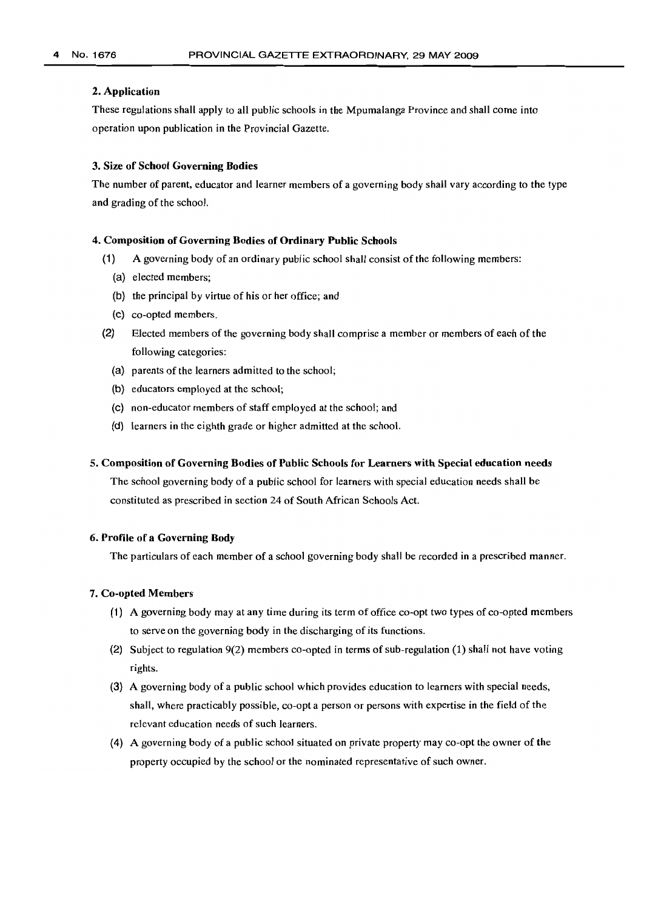### 2. Application

These regulations shall apply to all public schools in the Mpumalanga Province and shall come into operation upon publication in the Provincial Gazette.

### 3. Size of School Governing Bodies

The number of parent, educator and learner members of a governing body shall vary according to the type and grading of the school.

### 4. Composition of Governing Bodies of Ordinary Public Schools

(1) A governing body of an ordinary public school shall consist of the following members:

(a) elected members;

(b) the principal by virtue of his or her office; and

(c) co-opted members.

(2) Elected members of the governing body shall comprise a member or members of each of the following categories:

(a) parents of the learners admitted to the school;

(b) educators employed at the school;

(c) non-educator members of staff employed at the school; and

(d) learners in the eighth grade or higher admitted at the school.

### 5. Composition of Governing Bodies of Public Schools for Learners with Special education needs

The school governing body of a public school for learners with special education needs shall be constituted as prescribed in section 24 of South African Schools Act.

### 6. Profile of a Governing Body

The particulars of each member of a school governing body shall be recorded in a prescribed manner.

### 7. Co-opted Members

(1) A governing body may at any time during its term of office co-opt two types of co-opted members to serve on the governing body in the discharging of its functions.

(2) Subject to regulation 9(2) members co-opted in terms of sub-regulation (1) shall not have voting rights.

(3) A governing body of a public school which provides education to learners with special needs, shall, where practicably possible, co-opt a person or persons with expertise in the field of the relevant education needs of such learners.

(4) A governing body of a public school situated on private property may co-opt the owner of the property occupied by the school or the nominated representative of such owner.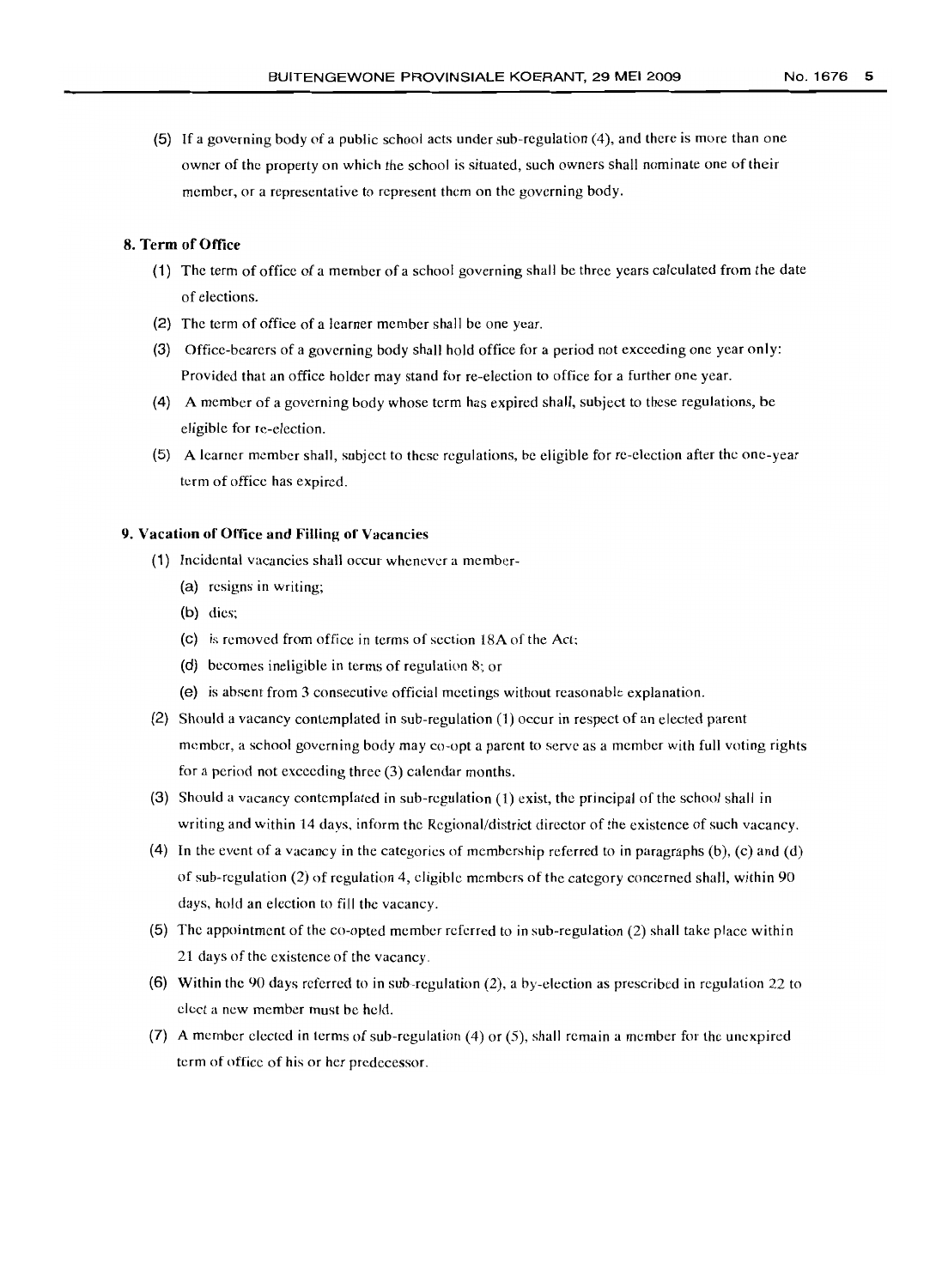(5) If a governing body of a public school acts under sub-regulation (4), and there is more than one owner of the property on which the school is situated, such owners shall nominate one of their member, or a representative to represent them on the governing body.

### 8. Term of Office

(1) The term of office of a member of a school governing shall be three years calculated from the date of elections.

(2) The term of office of a learner member shall be one year.

(3) Office-bearers of a governing body shall hold office for a period not exceeding one year only: Provided that an office holder may stand for re-election to office for a further one year.

(4) A member of a governing body whose term has expired shall, subject to these regulations, be eligible for re-election.

(5) A learner member shall, subject to these regulations, be eligible for re-election after the one-year term of office has expired.

### 9. Vacation of Office and Filling of Vacancies

(1) Incidental vacancies shall occur whenever a member-

(a) resigns in writing;

(b) dies;

(c) is removed from office in terms of section 18A of the Act;

(d) becomes ineligible in terms of regulation 8; or

(e) is absent from 3 consecutive official meetings without reasonable explanation.

(2) Should a vacancy contemplated in sub-regulation (1) occur in respect of an elected parent member, a school governing body may co-opt a parent to serve as a member with full voting rights for a period not exceeding three (3) calendar months.

(3) Should a vacancy contemplated in sub-regulation (1) exist, the principal of the school shall in writing and within 14 days, inform the Regional/district director of the existence of such vacancy.

(4) In the event of a vacancy in the categories of membership referred to in paragraphs (b), (c) and (d) of sub-regulation (2) of regulation 4, eligible members of the category concerned shall, within 90 days, hold an election to fill the vacancy.

(5) The appointment of the co-opted member referred to in sub-regulation (2) shall take place within 21 days of the existence of the vacancy.

(6) Within the 90 days referred to in sub-regulation (2), a by-election as prescribed in regulation 22 to elect a new member must be held.

(7) A member elected in terms of sub-regulation (4) or (5), shall remain a member for the unexpired term of office of his or her predecessor.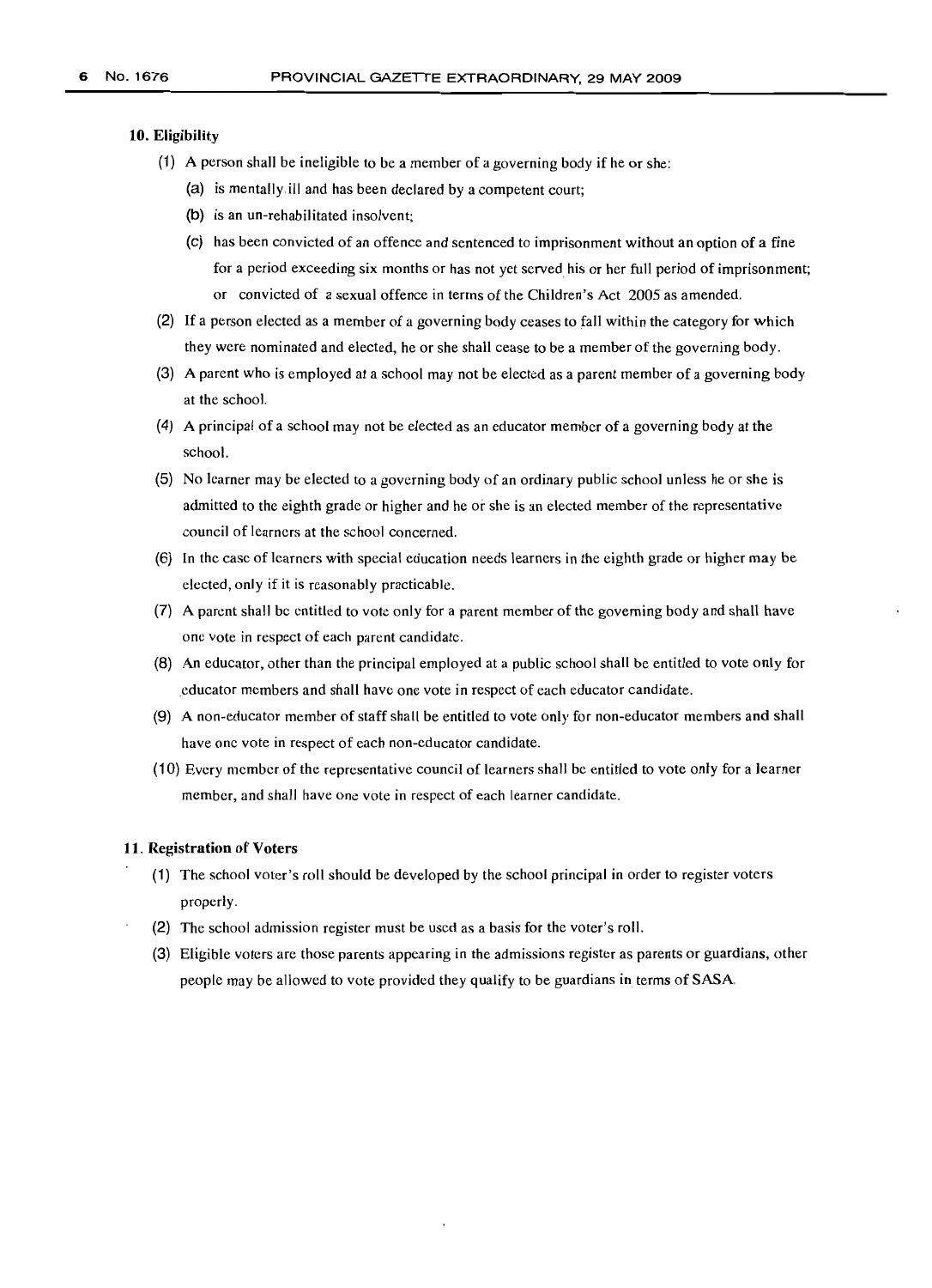**10. Eligibility**

(1) A person shall be ineligible to be a member of a governing body if he or she:

(a) is mentally ill and has been declared by a competent court;

(b) is an un-rehabilitated insolvent;

(c) has been convicted of an offence and sentenced to imprisonment without an option of a fine for a period exceeding six months or has not yet served his or her full period of imprisonment; or convicted of a sexual offence in terms of the Children's Act 2005 as amended.

(2) If a person elected as a member of a governing body ceases to fall within the category for which they were nominated and elected, he or she shall cease to be a member of the governing body.

(3) A parent who is employed at a school may not be elected as a parent member of a governing body at the school.

(4) A principal of a school may not be elected as an educator member of a governing body at the school.

(5) No learner may be elected to a governing body of an ordinary public school unless he or she is admitted to the eighth grade or higher and he or she is an elected member of the representative council of learners at the school concerned.

(6) In the case of learners with special education needs learners in the eighth grade or higher may be elected, only if it is reasonably practicable.

(7) A parent shall be entitled to vote only for a parent member of the governing body and shall have one vote in respect of each parent candidate.

(8) An educator, other than the principal employed at a public school shall be entitled to vote only for educator members and shall have one vote in respect of each educator candidate.

(9) A non-educator member of staff shall be entitled to vote only for non-educator members and shall have one vote in respect of each non-educator candidate.

(10) Every member of the representative council of learners shall be entitled to vote only for a learner member, and shall have one vote in respect of each learner candidate.

**11. Registration of Voters**

(1) The school voter's roll should be developed by the school principal in order to register voters properly.

(2) The school admission register must be used as a basis for the voter's roll.

(3) Eligible voters are those parents appearing in the admissions register as parents or guardians, other people may be allowed to vote provided they qualify to be guardians in terms of SASA.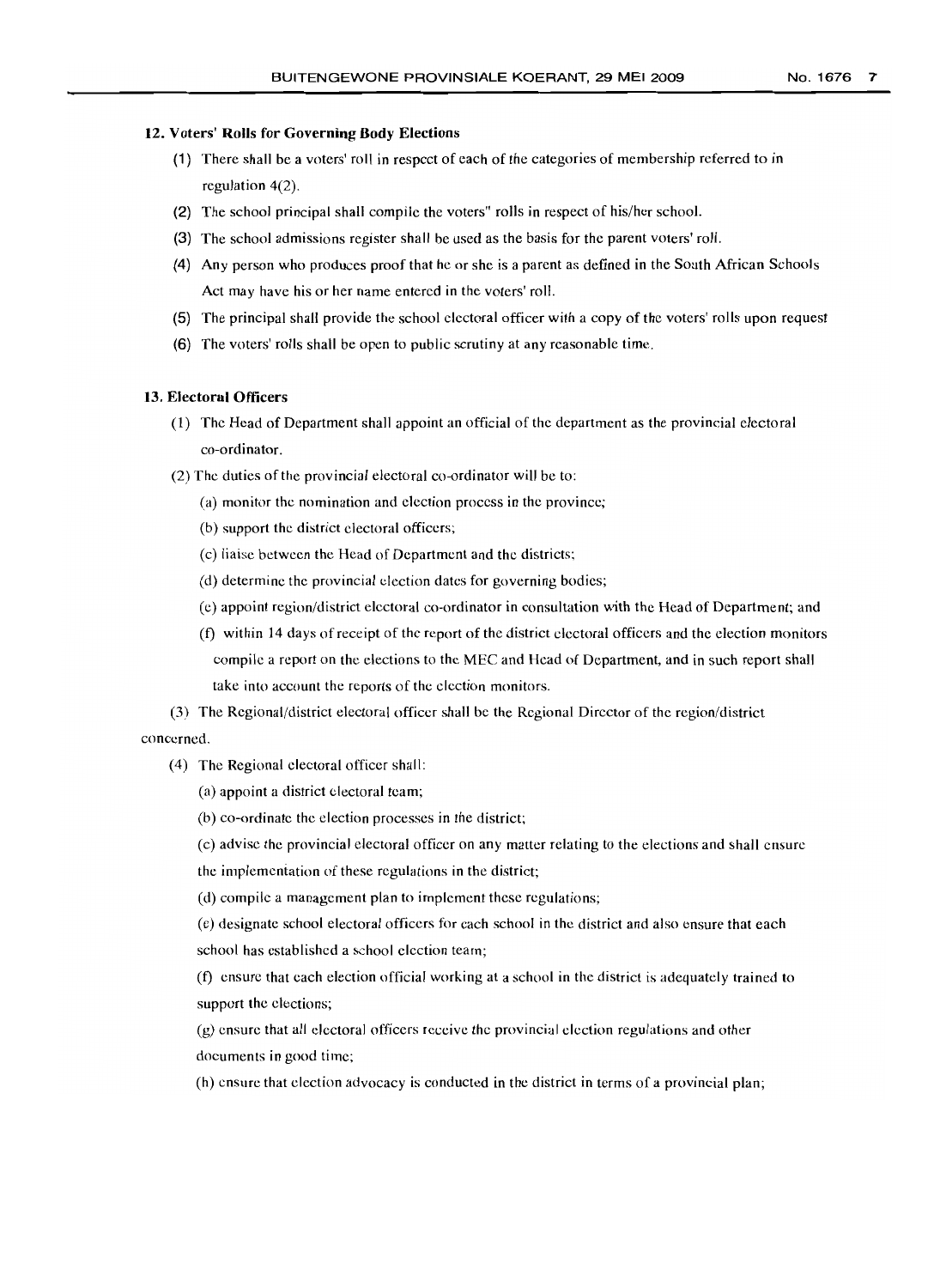**12. Voters' Rolls for Governing Body Elections**

(1) There shall be a voters' roll in respect of each of the categories of membership referred to in regulation 4(2).

(2) The school principal shall compile the voters" rolls in respect of his/her school.

(3) The school admissions register shall be used as the basis for the parent voters' roll.

(4) Any person who produces proof that he or she is a parent as defined in the South African Schools Act may have his or her name entered in the voters' roll.

(5) The principal shall provide the school electoral officer with a copy of the voters' rolls upon request

(6) The voters' rolls shall be open to public scrutiny at any reasonable time.

**13. Electoral Officers**

(1) The Head of Department shall appoint an official of the department as the provincial electoral co-ordinator.

(2) The duties of the provincial electoral co-ordinator will be to:

(a) monitor the nomination and election process in the province;

(b) support the district electoral officers;

(c) liaise between the Head of Department and the districts;

(d) determine the provincial election dates for governing bodies;

(e) appoint region/district electoral co-ordinator in consultation with the Head of Department; and

(f) within 14 days of receipt of the report of the district electoral officers and the election monitors compile a report on the elections to the MEC and Head of Department, and in such report shall take into account the reports of the election monitors.

(3) The Regional/district electoral officer shall be the Regional Director of the region/district concerned.

(4) The Regional electoral officer shall:

(a) appoint a district electoral team;

(b) co-ordinate the election processes in the district;

(c) advise the provincial electoral officer on any matter relating to the elections and shall ensure the implementation of these regulations in the district;

(d) compile a management plan to implement these regulations;

(e) designate school electoral officers for each school in the district and also ensure that each school has established a school election team;

(f) ensure that each election official working at a school in the district is adequately trained to support the elections;

(g) ensure that all electoral officers receive the provincial election regulations and other documents in good time;

(h) ensure that election advocacy is conducted in the district in terms of a provincial plan;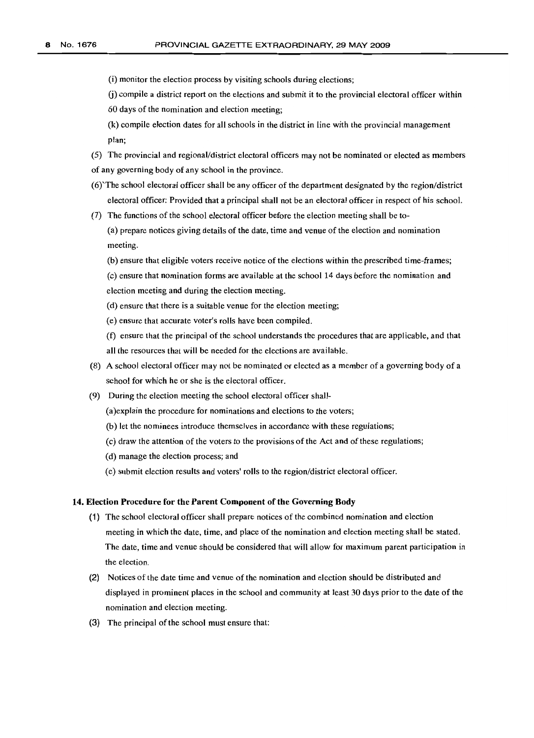(i) monitor the election process by visiting schools during elections;

(j) compile a district report on the elections and submit it to the provincial electoral officer within 60 days of the nomination and election meeting;

(k) compile election dates for all schools in the district in line with the provincial management plan;

(5) The provincial and regional/district electoral officers may not be nominated or elected as members of any governing body of any school in the province.

(6) The school electoral officer shall be any officer of the department designated by the region/district electoral officer: Provided that a principal shall not be an electoral officer in respect of his school.

(7) The functions of the school electoral officer before the election meeting shall be to-

(a) prepare notices giving details of the date, time and venue of the election and nomination meeting.

(b) ensure that eligible voters receive notice of the elections within the prescribed time-frames;

(c) ensure that nomination forms are available at the school 14 days before the nomination and election meeting and during the election meeting.

(d) ensure that there is a suitable venue for the election meeting;

(e) ensure that accurate voter's rolls have been compiled.

(f) ensure that the principal of the school understands the procedures that are applicable, and that all the resources that will be needed for the elections are available.

(8) A school electoral officer may not be nominated or elected as a member of a governing body of a school for which he or she is the electoral officer.

(9) During the election meeting the school electoral officer shall-

(a) explain the procedure for nominations and elections to the voters;

(b) let the nominees introduce themselves in accordance with these regulations;

(c) draw the attention of the voters to the provisions of the Act and of these regulations;

(d) manage the election process; and

(e) submit election results and voters' rolls to the region/district electoral officer.

**14. Election Procedure for the Parent Component of the Governing Body**

(1) The school electoral officer shall prepare notices of the combined nomination and election meeting in which the date, time, and place of the nomination and election meeting shall be stated. The date, time and venue should be considered that will allow for maximum parent participation in the election.

(2) Notices of the date time and venue of the nomination and election should be distributed and displayed in prominent places in the school and community at least 30 days prior to the date of the nomination and election meeting.

(3) The principal of the school must ensure that: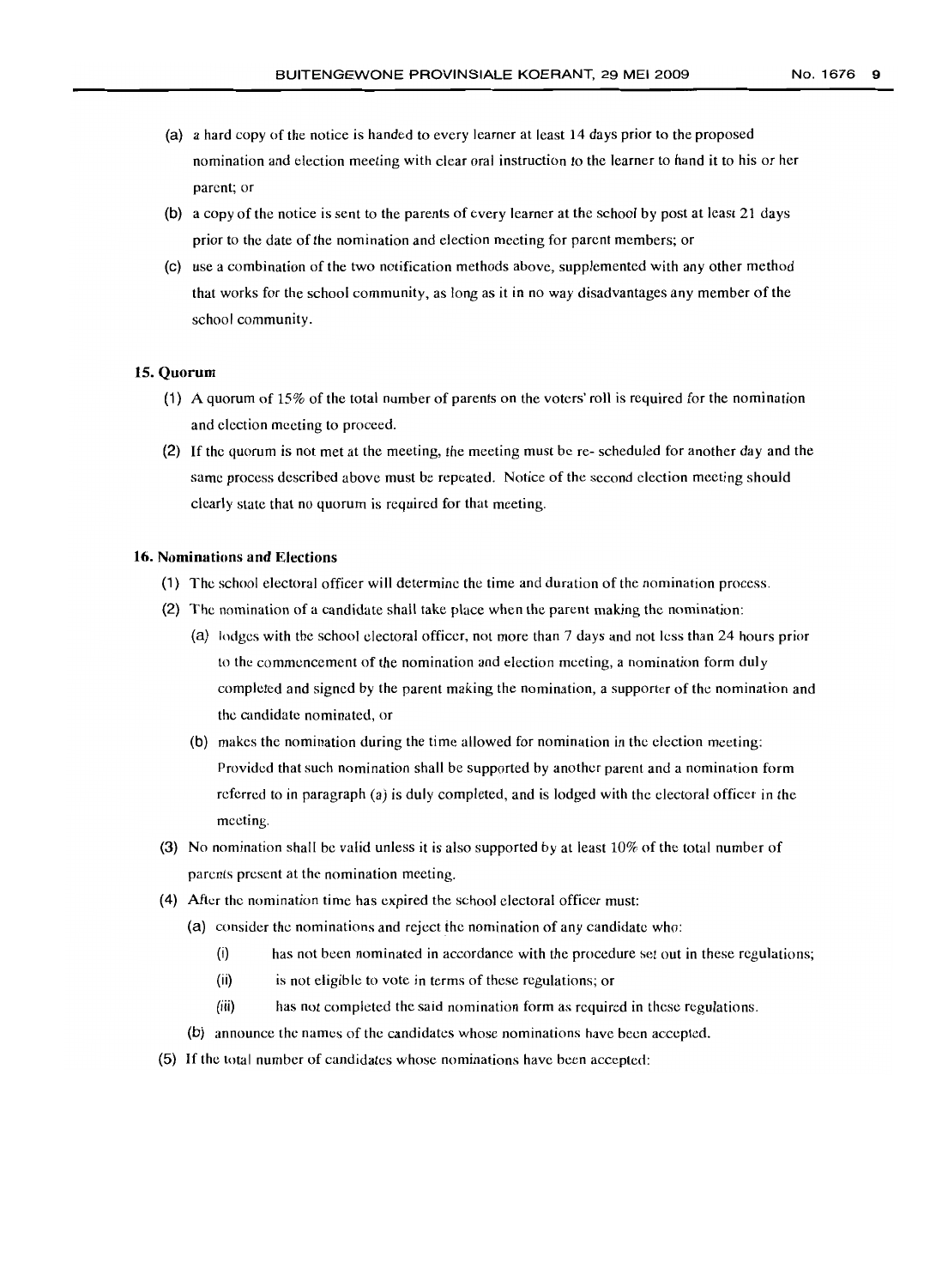(a) a hard copy of the notice is handed to every learner at least 14 days prior to the proposed nomination and election meeting with clear oral instruction to the learner to hand it to his or her parent; or

(b) a copy of the notice is sent to the parents of every learner at the school by post at least 21 days prior to the date of the nomination and election meeting for parent members; or

(c) use a combination of the two notification methods above, supplemented with any other method that works for the school community, as long as it in no way disadvantages any member of the school community.

**15. Quorum**

(1) A quorum of 15% of the total number of parents on the voters' roll is required for the nomination and election meeting to proceed.

(2) If the quorum is not met at the meeting, the meeting must be re- scheduled for another day and the same process described above must be repeated. Notice of the second election meeting should clearly state that no quorum is required for that meeting.

**16. Nominations and Elections**

(1) The school electoral officer will determine the time and duration of the nomination process.

(2) The nomination of a candidate shall take place when the parent making the nomination:

(a) lodges with the school electoral officer, not more than 7 days and not less than 24 hours prior to the commencement of the nomination and election meeting, a nomination form duly completed and signed by the parent making the nomination, a supporter of the nomination and the candidate nominated, or

(b) makes the nomination during the time allowed for nomination in the election meeting: Provided that such nomination shall be supported by another parent and a nomination form referred to in paragraph (a) is duly completed, and is lodged with the electoral officer in the meeting.

(3) No nomination shall be valid unless it is also supported by at least 10% of the total number of parents present at the nomination meeting.

(4) After the nomination time has expired the school electoral officer must:

(a) consider the nominations and reject the nomination of any candidate who:

(i) has not been nominated in accordance with the procedure set out in these regulations;

(ii) is not eligible to vote in terms of these regulations; or

(iii) has not completed the said nomination form as required in these regulations.

(b) announce the names of the candidates whose nominations have been accepted.

(5) If the total number of candidates whose nominations have been accepted: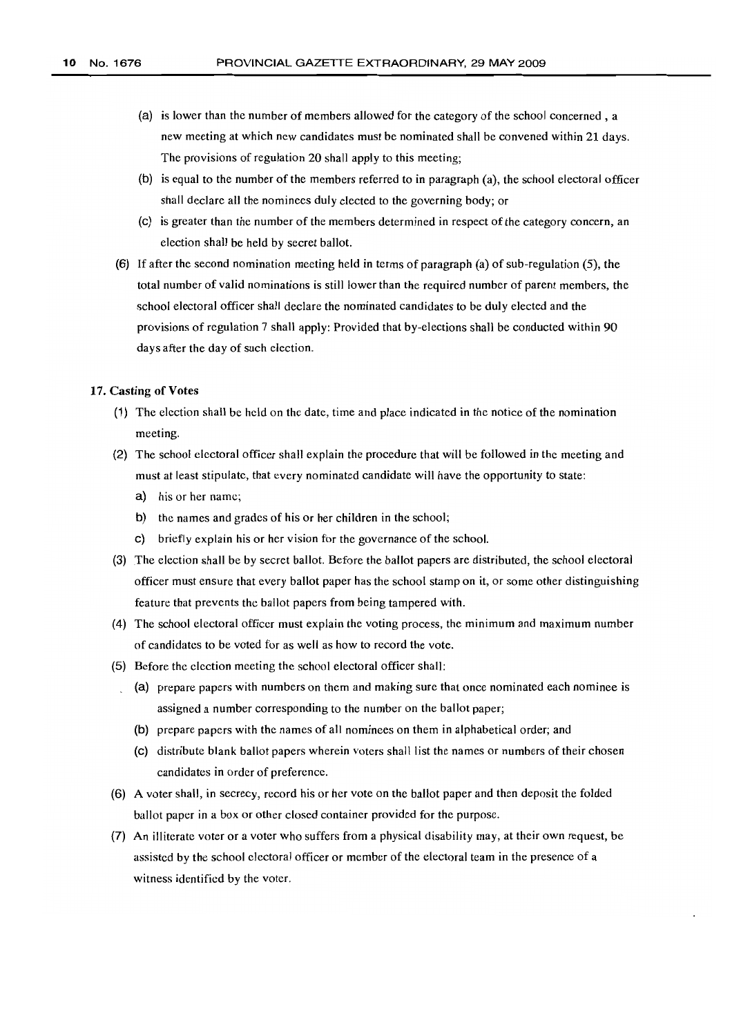(a) is lower than the number of members allowed for the category of the school concerned , a new meeting at which new candidates must be nominated shall be convened within 21 days. The provisions of regulation 20 shall apply to this meeting;

(b) is equal to the number of the members referred to in paragraph (a), the school electoral officer shall declare all the nominees duly elected to the governing body; or

(c) is greater than the number of the members determined in respect of the category concern, an election shall be held by secret ballot.

(6) If after the second nomination meeting held in terms of paragraph (a) of sub-regulation (5), the total number of valid nominations is still lower than the required number of parent members, the school electoral officer shall declare the nominated candidates to be duly elected and the provisions of regulation 7 shall apply: Provided that by-elections shall be conducted within 90 days after the day of such election.

**17. Casting of Votes**

(1) The election shall be held on the date, time and place indicated in the notice of the nomination meeting.

(2) The school electoral officer shall explain the procedure that will be followed in the meeting and must at least stipulate, that every nominated candidate will have the opportunity to state:

a) his or her name;

b) the names and grades of his or her children in the school;

c) briefly explain his or her vision for the governance of the school.

(3) The election shall be by secret ballot. Before the ballot papers are distributed, the school electoral officer must ensure that every ballot paper has the school stamp on it, or some other distinguishing feature that prevents the ballot papers from being tampered with.

(4) The school electoral officer must explain the voting process, the minimum and maximum number of candidates to be voted for as well as how to record the vote.

(5) Before the election meeting the school electoral officer shall:

(a) prepare papers with numbers on them and making sure that once nominated each nominee is assigned a number corresponding to the number on the ballot paper;

(b) prepare papers with the names of all nominees on them in alphabetical order; and

(c) distribute blank ballot papers wherein voters shall list the names or numbers of their chosen candidates in order of preference.

(6) A voter shall, in secrecy, record his or her vote on the ballot paper and then deposit the folded ballot paper in a box or other closed container provided for the purpose.

(7) An illiterate voter or a voter who suffers from a physical disability may, at their own request, be assisted by the school electoral officer or member of the electoral team in the presence of a witness identified by the voter.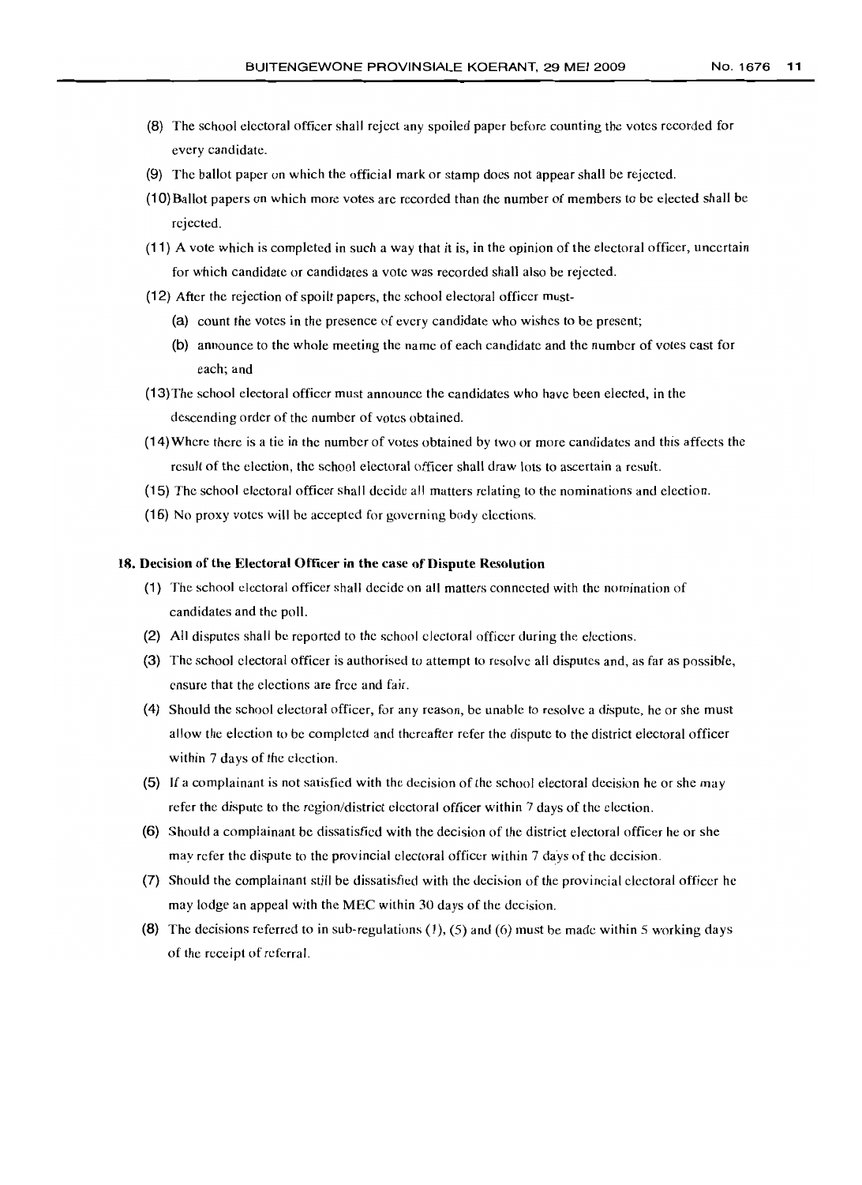(8) The school electoral officer shall reject any spoiled paper before counting the votes recorded for every candidate.

(9) The ballot paper on which the official mark or stamp does not appear shall be rejected.

(10) Ballot papers on which more votes are recorded than the number of members to be elected shall be rejected.

(11) A vote which is completed in such a way that it is, in the opinion of the electoral officer, uncertain for which candidate or candidates a vote was recorded shall also be rejected.

(12) After the rejection of spoilt papers, the school electoral officer must-

  (a) count the votes in the presence of every candidate who wishes to be present;

  (b) announce to the whole meeting the name of each candidate and the number of votes cast for each; and

(13) The school electoral officer must announce the candidates who have been elected, in the descending order of the number of votes obtained.

(14) Where there is a tie in the number of votes obtained by two or more candidates and this affects the result of the election, the school electoral officer shall draw lots to ascertain a result.

(15) The school electoral officer shall decide all matters relating to the nominations and election.

(16) No proxy votes will be accepted for governing body elections.

**18. Decision of the Electoral Officer in the case of Dispute Resolution**

(1) The school electoral officer shall decide on all matters connected with the nomination of candidates and the poll.

(2) All disputes shall be reported to the school electoral officer during the elections.

(3) The school electoral officer is authorised to attempt to resolve all disputes and, as far as possible, ensure that the elections are free and fair.

(4) Should the school electoral officer, for any reason, be unable to resolve a dispute, he or she must allow the election to be completed and thereafter refer the dispute to the district electoral officer within 7 days of the election.

(5) If a complainant is not satisfied with the decision of the school electoral decision he or she may refer the dispute to the region/district electoral officer within 7 days of the election.

(6) Should a complainant be dissatisfied with the decision of the district electoral officer he or she may refer the dispute to the provincial electoral officer within 7 days of the decision.

(7) Should the complainant still be dissatisfied with the decision of the provincial electoral officer he may lodge an appeal with the MEC within 30 days of the decision.

(8) The decisions referred to in sub-regulations (1), (5) and (6) must be made within 5 working days of the receipt of referral.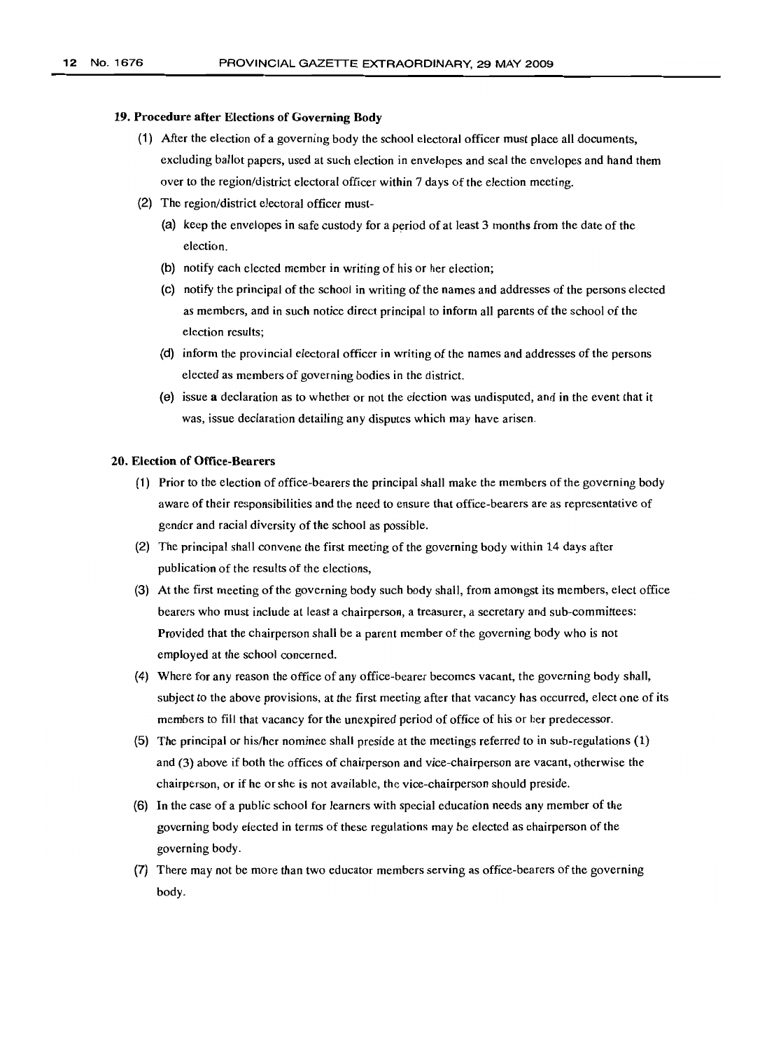### 19. Procedure after Elections of Governing Body

(1) After the election of a governing body the school electoral officer must place all documents, excluding ballot papers, used at such election in envelopes and seal the envelopes and hand them over to the region/district electoral officer within 7 days of the election meeting.

(2) The region/district electoral officer must-

(a) keep the envelopes in safe custody for a period of at least 3 months from the date of the election.

(b) notify each elected member in writing of his or her election;

(c) notify the principal of the school in writing of the names and addresses of the persons elected as members, and in such notice direct principal to inform all parents of the school of the election results;

(d) inform the provincial electoral officer in writing of the names and addresses of the persons elected as members of governing bodies in the district.

(e) issue a declaration as to whether or not the election was undisputed, and in the event that it was, issue declaration detailing any disputes which may have arisen.

### 20. Election of Office-Bearers

(1) Prior to the election of office-bearers the principal shall make the members of the governing body aware of their responsibilities and the need to ensure that office-bearers are as representative of gender and racial diversity of the school as possible.

(2) The principal shall convene the first meeting of the governing body within 14 days after publication of the results of the elections,

(3) At the first meeting of the governing body such body shall, from amongst its members, elect office bearers who must include at least a chairperson, a treasurer, a secretary and sub-committees: Provided that the chairperson shall be a parent member of the governing body who is not employed at the school concerned.

(4) Where for any reason the office of any office-bearer becomes vacant, the governing body shall, subject to the above provisions, at the first meeting after that vacancy has occurred, elect one of its members to fill that vacancy for the unexpired period of office of his or her predecessor.

(5) The principal or his/her nominee shall preside at the meetings referred to in sub-regulations (1) and (3) above if both the offices of chairperson and vice-chairperson are vacant, otherwise the chairperson, or if he or she is not available, the vice-chairperson should preside.

(6) In the case of a public school for learners with special education needs any member of the governing body elected in terms of these regulations may be elected as chairperson of the governing body.

(7) There may not be more than two educator members serving as office-bearers of the governing body.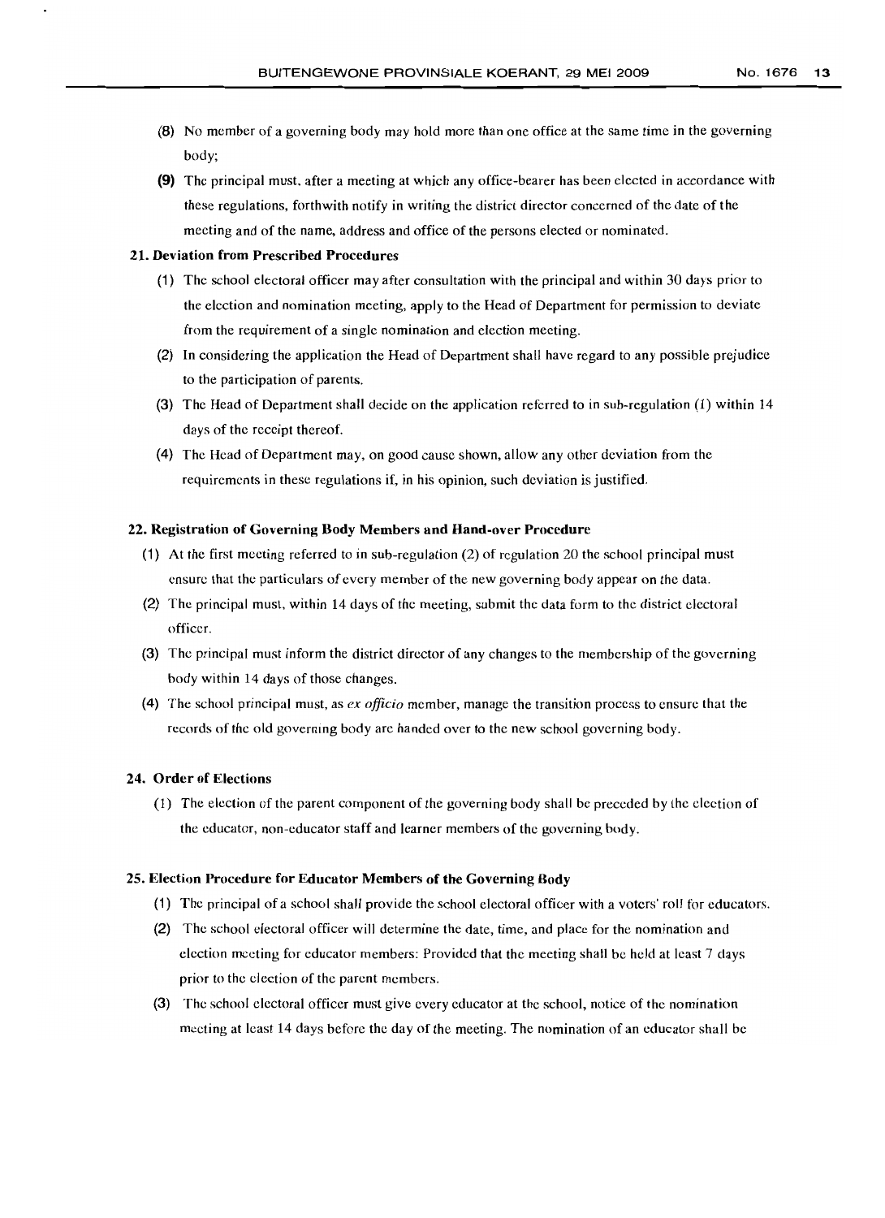(8) No member of a governing body may hold more than one office at the same time in the governing body;

(9) The principal must, after a meeting at which any office-bearer has been elected in accordance with these regulations, forthwith notify in writing the district director concerned of the date of the meeting and of the name, address and office of the persons elected or nominated.

### 21. Deviation from Prescribed Procedures

(1) The school electoral officer may after consultation with the principal and within 30 days prior to the election and nomination meeting, apply to the Head of Department for permission to deviate from the requirement of a single nomination and election meeting.

(2) In considering the application the Head of Department shall have regard to any possible prejudice to the participation of parents.

(3) The Head of Department shall decide on the application referred to in sub-regulation (1) within 14 days of the receipt thereof.

(4) The Head of Department may, on good cause shown, allow any other deviation from the requirements in these regulations if, in his opinion, such deviation is justified.

### 22. Registration of Governing Body Members and Hand-over Procedure

(1) At the first meeting referred to in sub-regulation (2) of regulation 20 the school principal must ensure that the particulars of every member of the new governing body appear on the data.

(2) The principal must, within 14 days of the meeting, submit the data form to the district electoral officer.

(3) The principal must inform the district director of any changes to the membership of the governing body within 14 days of those changes.

(4) The school principal must, as *ex officio* member, manage the transition process to ensure that the records of the old governing body are handed over to the new school governing body.

### 24. Order of Elections

(1) The election of the parent component of the governing body shall be preceded by the election of the educator, non-educator staff and learner members of the governing body.

### 25. Election Procedure for Educator Members of the Governing Body

(1) The principal of a school shall provide the school electoral officer with a voters' roll for educators.

(2) The school electoral officer will determine the date, time, and place for the nomination and election meeting for educator members: Provided that the meeting shall be held at least 7 days prior to the election of the parent members.

(3) The school electoral officer must give every educator at the school, notice of the nomination meeting at least 14 days before the day of the meeting. The nomination of an educator shall be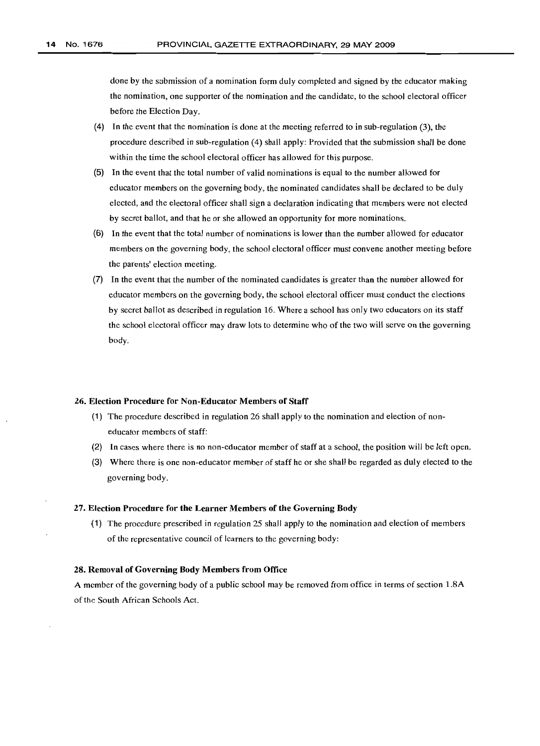done by the submission of a nomination form duly completed and signed by the educator making the nomination, one supporter of the nomination and the candidate, to the school electoral officer before the Election Day.

(4) In the event that the nomination is done at the meeting referred to in sub-regulation (3), the procedure described in sub-regulation (4) shall apply: Provided that the submission shall be done within the time the school electoral officer has allowed for this purpose.

(5) In the event that the total number of valid nominations is equal to the number allowed for educator members on the governing body, the nominated candidates shall be declared to be duly elected, and the electoral officer shall sign a declaration indicating that members were not elected by secret ballot, and that he or she allowed an opportunity for more nominations.

(6) In the event that the total number of nominations is lower than the number allowed for educator members on the governing body, the school electoral officer must convene another meeting before the parents' election meeting.

(7) In the event that the number of the nominated candidates is greater than the number allowed for educator members on the governing body, the school electoral officer must conduct the elections by secret ballot as described in regulation 16. Where a school has only two educators on its staff the school electoral officer may draw lots to determine who of the two will serve on the governing body.

**26. Election Procedure for Non-Educator Members of Staff**

(1) The procedure described in regulation 26 shall apply to the nomination and election of non-educator members of staff:

(2) In cases where there is no non-educator member of staff at a school, the position will be left open.

(3) Where there is one non-educator member of staff he or she shall be regarded as duly elected to the governing body.

**27. Election Procedure for the Learner Members of the Governing Body**

(1) The procedure prescribed in regulation 25 shall apply to the nomination and election of members of the representative council of learners to the governing body:

**28. Removal of Governing Body Members from Office**

A member of the governing body of a public school may be removed from office in terms of section 1.8A of the South African Schools Act.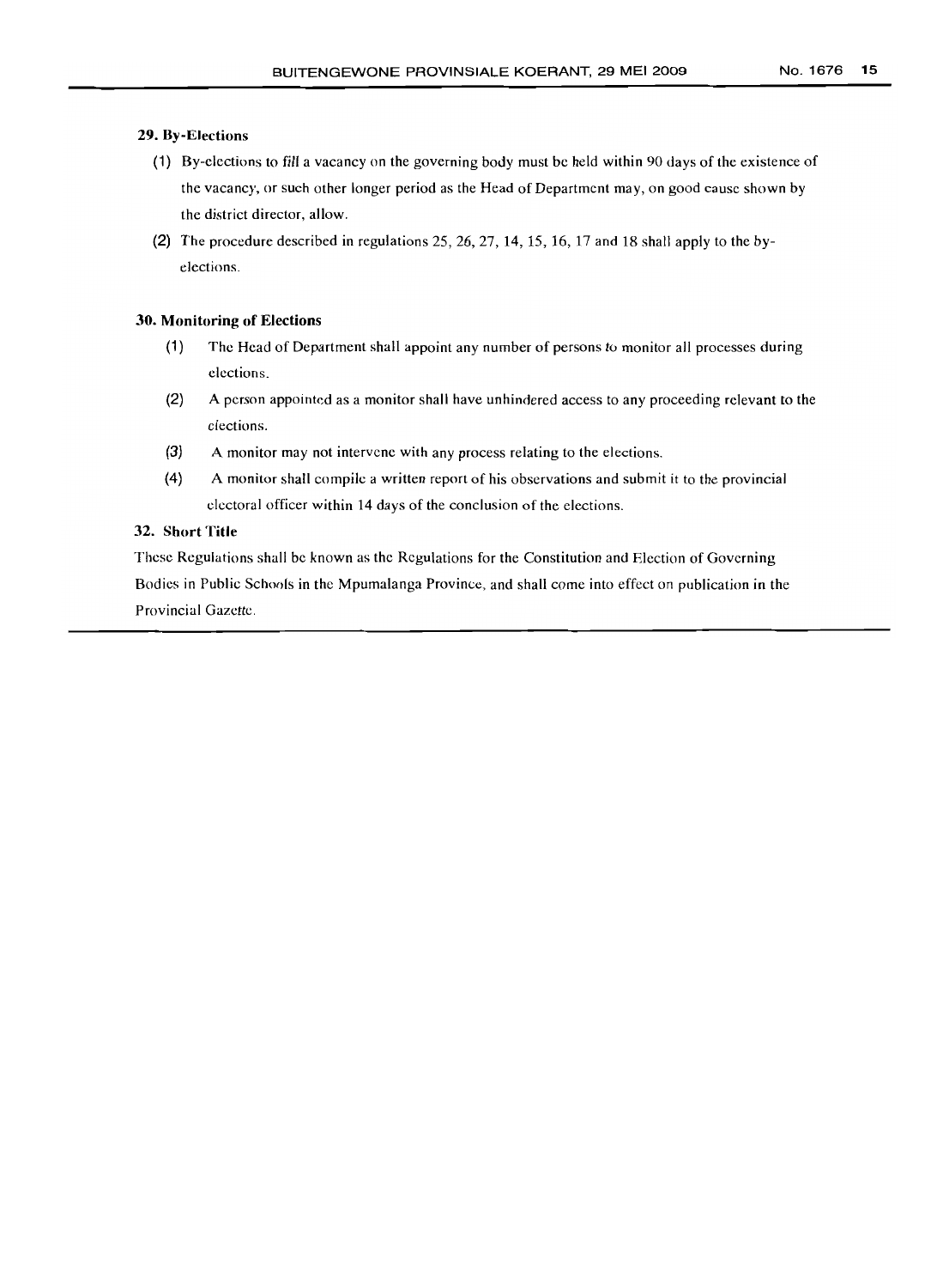**29. By-Elections**

(1) By-elections to fill a vacancy on the governing body must be held within 90 days of the existence of the vacancy, or such other longer period as the Head of Department may, on good cause shown by the district director, allow.

(2) The procedure described in regulations 25, 26, 27, 14, 15, 16, 17 and 18 shall apply to the by-elections.

**30. Monitoring of Elections**

(1) The Head of Department shall appoint any number of persons to monitor all processes during elections.

(2) A person appointed as a monitor shall have unhindered access to any proceeding relevant to the elections.

(3) A monitor may not intervene with any process relating to the elections.

(4) A monitor shall compile a written report of his observations and submit it to the provincial electoral officer within 14 days of the conclusion of the elections.

**32. Short Title**

These Regulations shall be known as the Regulations for the Constitution and Election of Governing Bodies in Public Schools in the Mpumalanga Province, and shall come into effect on publication in the Provincial Gazette.